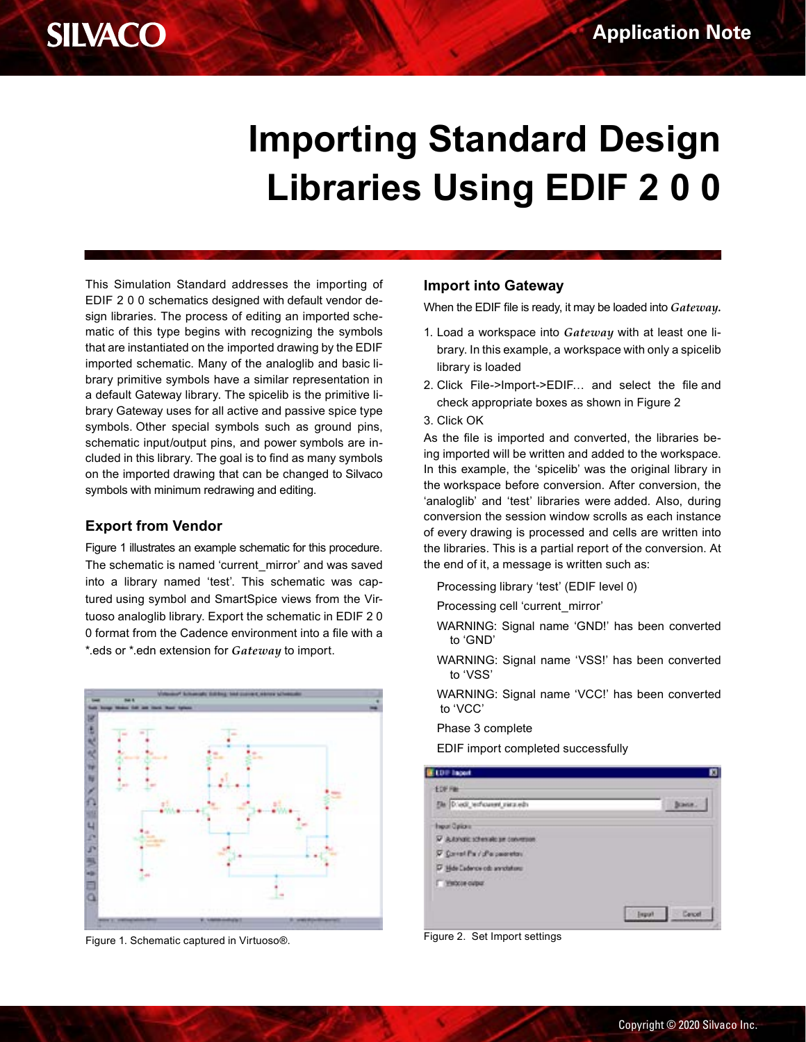# Importing Standard Design Libraries Using EDIF 2 0 0

This Simulation Standard addresses the importing of EDIF 2 0 0 schematics designed with default vendor design libraries. The process of editing an imported schematic of this type begins with recognizing the symbols that are instantiated on the imported drawing by the EDIF imported schematic. Many of the analoglib and basic library primitive symbols have a similar representation in a default Gateway library. The spicelib is the primitive library Gateway uses for all active and passive spice type symbols. Other special symbols such as ground pins, schematic input/output pins, and power symbols are included in this library. The goal is to find as many symbols on the imported drawing that can be changed to Silvaco symbols with minimum redrawing and editing.

## Export from Vendor

Figure 1 illustrates an example schematic for this procedure. The schematic is named 'current_mirror' and was saved into a library named 'test'. This schematic was captured using symbol and SmartSpice views from the Virtuoso analoglib library. Export the schematic in EDIF 2 0 0 format from the Cadence environment into a file with a *.eds or *.edn extension for *Gateway* to import.

Figure 1. Schematic captured in Virtuoso®.

## Import into Gateway

When the EDIF file is ready, it may be loaded into *Gateway*.

1. Load a workspace into *Gateway* with at least one library. In this example, a workspace with only a spicelib library is loaded
2. Click File->Import->EDIF… and select the file and check appropriate boxes as shown in Figure 2
3. Click OK

As the file is imported and converted, the libraries being imported will be written and added to the workspace. In this example, the 'spicelib' was the original library in the workspace before conversion. After conversion, the 'analoglib' and 'test' libraries were added. Also, during conversion the session window scrolls as each instance of every drawing is processed and cells are written into the libraries. This is a partial report of the conversion. At the end of it, a message is written such as:

Processing library 'test' (EDIF level 0)

Processing cell 'current_mirror'

WARNING: Signal name 'GND!' has been converted to 'GND'

WARNING: Signal name 'VSS!' has been converted to 'VSS'

WARNING: Signal name 'VCC!' has been converted to 'VCC'

Phase 3 complete

EDIF import completed successfully

Figure 2. Set Import settings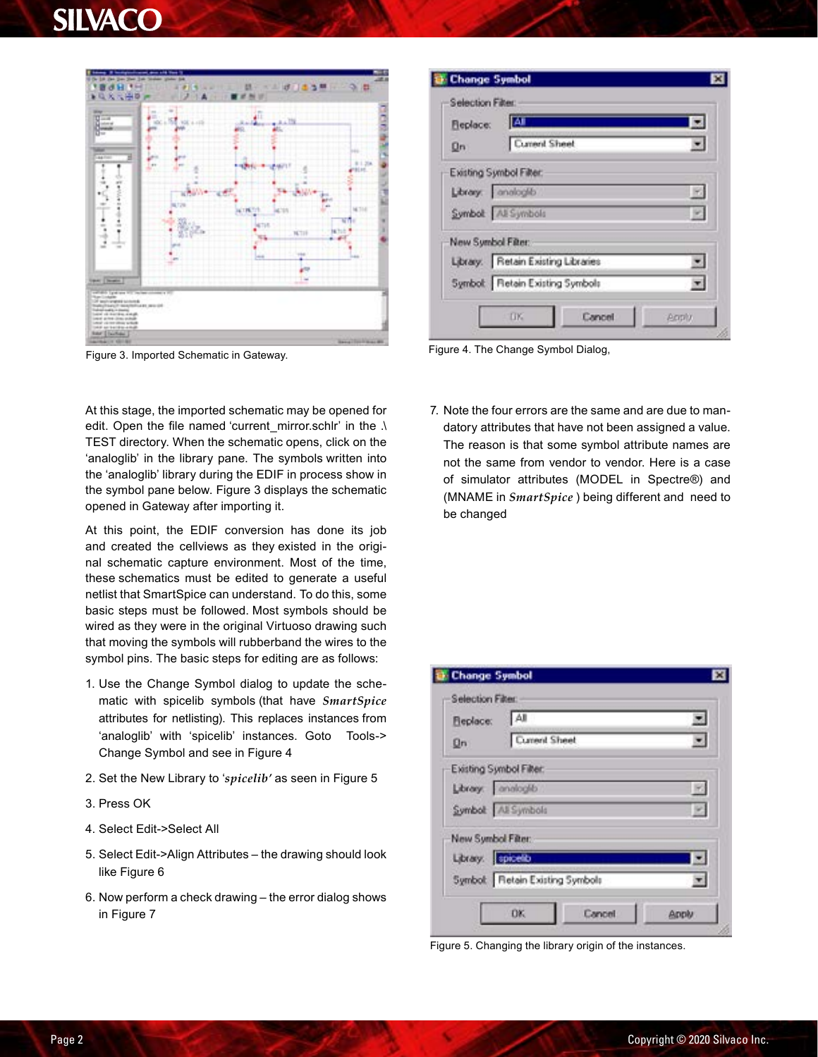Figure 3. Imported Schematic in Gateway.

Figure 4. The Change Symbol Dialog,

At this stage, the imported schematic may be opened for edit. Open the file named 'current_mirror.schlr' in the .\TEST directory. When the schematic opens, click on the 'analoglib' in the library pane. The symbols written into the 'analoglib' library during the EDIF in process show in the symbol pane below. Figure 3 displays the schematic opened in Gateway after importing it.

At this point, the EDIF conversion has done its job and created the cellviews as they existed in the original schematic capture environment. Most of the time, these schematics must be edited to generate a useful netlist that SmartSpice can understand. To do this, some basic steps must be followed. Most symbols should be wired as they were in the original Virtuoso drawing such that moving the symbols will rubberband the wires to the symbol pins. The basic steps for editing are as follows:

1. Use the Change Symbol dialog to update the schematic with spicelib symbols (that have *SmartSpice* attributes for netlisting). This replaces instances from 'analoglib' with 'spicelib' instances. Goto Tools->Change Symbol and see in Figure 4
2. Set the New Library to '*spicelib'* as seen in Figure 5
3. Press OK
4. Select Edit->Select All
5. Select Edit->Align Attributes – the drawing should look like Figure 6
6. Now perform a check drawing – the error dialog shows in Figure 7
7. Note the four errors are the same and are due to mandatory attributes that have not been assigned a value. The reason is that some symbol attribute names are not the same from vendor to vendor. Here is a case of simulator attributes (MODEL in Spectre®) and (MNAME in *SmartSpice* ) being different and need to be changed

Figure 5. Changing the library origin of the instances.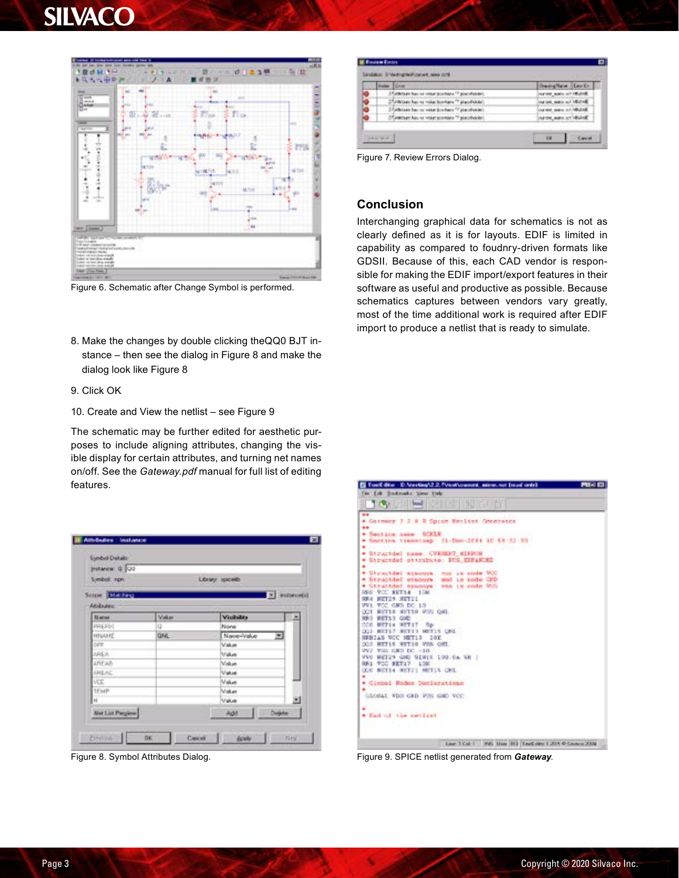Figure 6. Schematic after Change Symbol is performed.

8. Make the changes by double clicking theQQ0 BJT instance – then see the dialog in Figure 8 and make the dialog look like Figure 8

9. Click OK

10. Create and View the netlist – see Figure 9

The schematic may be further edited for aesthetic purposes to include aligning attributes, changing the visible display for certain attributes, and turning net names on/off. See the *Gateway.pdf* manual for full list of editing features.

Figure 8. Symbol Attributes Dialog.

Figure 7. Review Errors Dialog.

## Conclusion

Interchanging graphical data for schematics is not as clearly defined as it is for layouts. EDIF is limited in capability as compared to foudnry-driven formats like GDSII. Because of this, each CAD vendor is responsible for making the EDIF import/export features in their software as useful and productive as possible. Because schematics captures between vendors vary greatly, most of the time additional work is required after EDIF import to produce a netlist that is ready to simulate.

Figure 9. SPICE netlist generated from ***Gateway***.